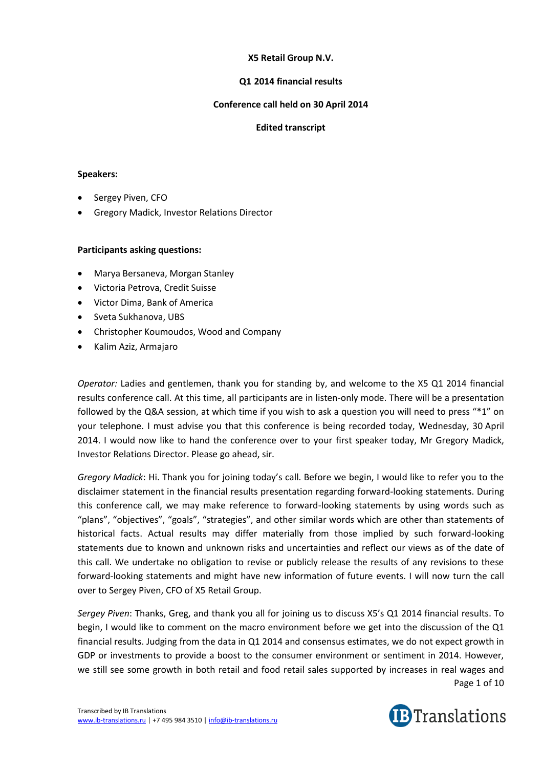**X5 Retail Group N.V.**

**Q1 2014 financial results**

**Conference call held on 30 April 2014**

**Edited transcript**

**Speakers:**

- Sergey Piven, CFO
- Gregory Madick, Investor Relations Director

**Participants asking questions:**

- Marya Bersaneva, Morgan Stanley
- Victoria Petrova, Credit Suisse
- Victor Dima, Bank of America
- Sveta Sukhanova, UBS
- Christopher Koumoudos, Wood and Company
- Kalim Aziz, Armajaro

*Operator:* Ladies and gentlemen, thank you for standing by, and welcome to the X5 Q1 2014 financial results conference call. At this time, all participants are in listen-only mode. There will be a presentation followed by the Q&A session, at which time if you wish to ask a question you will need to press "*1" on your telephone. I must advise you that this conference is being recorded today, Wednesday, 30 April 2014. I would now like to hand the conference over to your first speaker today, Mr Gregory Madick, Investor Relations Director. Please go ahead, sir.

*Gregory Madick*: Hi. Thank you for joining today's call. Before we begin, I would like to refer you to the disclaimer statement in the financial results presentation regarding forward-looking statements. During this conference call, we may make reference to forward-looking statements by using words such as "plans", "objectives", "goals", "strategies", and other similar words which are other than statements of historical facts. Actual results may differ materially from those implied by such forward-looking statements due to known and unknown risks and uncertainties and reflect our views as of the date of this call. We undertake no obligation to revise or publicly release the results of any revisions to these forward-looking statements and might have new information of future events. I will now turn the call over to Sergey Piven, CFO of X5 Retail Group.

*Sergey Piven*: Thanks, Greg, and thank you all for joining us to discuss X5's Q1 2014 financial results. To begin, I would like to comment on the macro environment before we get into the discussion of the Q1 financial results. Judging from the data in Q1 2014 and consensus estimates, we do not expect growth in GDP or investments to provide a boost to the consumer environment or sentiment in 2014. However, we still see some growth in both retail and food retail sales supported by increases in real wages and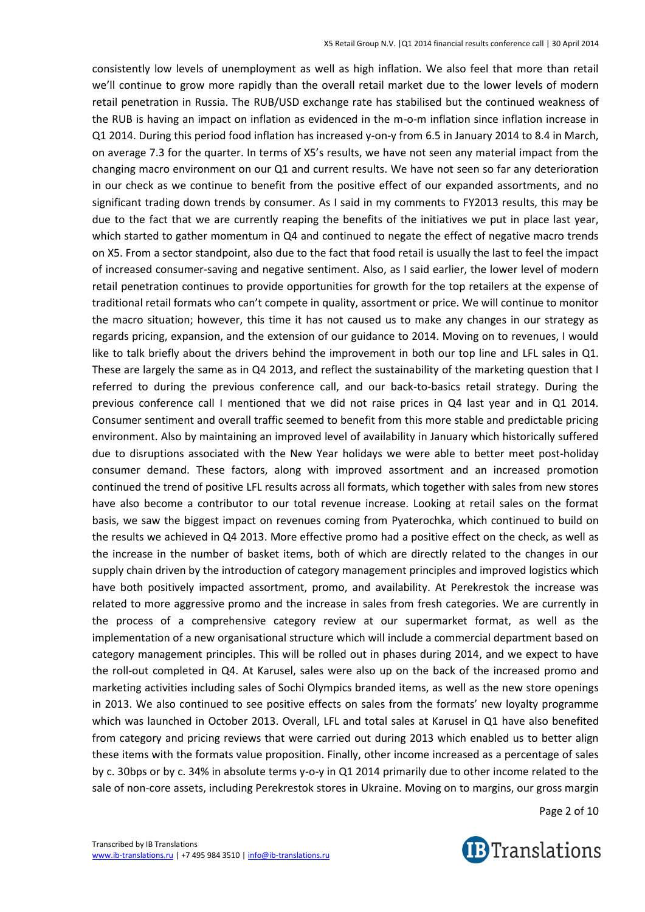consistently low levels of unemployment as well as high inflation. We also feel that more than retail we'll continue to grow more rapidly than the overall retail market due to the lower levels of modern retail penetration in Russia. The RUB/USD exchange rate has stabilised but the continued weakness of the RUB is having an impact on inflation as evidenced in the m-o-m inflation since inflation increase in Q1 2014. During this period food inflation has increased y-on-y from 6.5 in January 2014 to 8.4 in March, on average 7.3 for the quarter. In terms of X5's results, we have not seen any material impact from the changing macro environment on our Q1 and current results. We have not seen so far any deterioration in our check as we continue to benefit from the positive effect of our expanded assortments, and no significant trading down trends by consumer. As I said in my comments to FY2013 results, this may be due to the fact that we are currently reaping the benefits of the initiatives we put in place last year, which started to gather momentum in Q4 and continued to negate the effect of negative macro trends on X5. From a sector standpoint, also due to the fact that food retail is usually the last to feel the impact of increased consumer-saving and negative sentiment. Also, as I said earlier, the lower level of modern retail penetration continues to provide opportunities for growth for the top retailers at the expense of traditional retail formats who can't compete in quality, assortment or price. We will continue to monitor the macro situation; however, this time it has not caused us to make any changes in our strategy as regards pricing, expansion, and the extension of our guidance to 2014. Moving on to revenues, I would like to talk briefly about the drivers behind the improvement in both our top line and LFL sales in Q1. These are largely the same as in Q4 2013, and reflect the sustainability of the marketing question that I referred to during the previous conference call, and our back-to-basics retail strategy. During the previous conference call I mentioned that we did not raise prices in Q4 last year and in Q1 2014. Consumer sentiment and overall traffic seemed to benefit from this more stable and predictable pricing environment. Also by maintaining an improved level of availability in January which historically suffered due to disruptions associated with the New Year holidays we were able to better meet post-holiday consumer demand. These factors, along with improved assortment and an increased promotion continued the trend of positive LFL results across all formats, which together with sales from new stores have also become a contributor to our total revenue increase. Looking at retail sales on the format basis, we saw the biggest impact on revenues coming from Pyaterochka, which continued to build on the results we achieved in Q4 2013. More effective promo had a positive effect on the check, as well as the increase in the number of basket items, both of which are directly related to the changes in our supply chain driven by the introduction of category management principles and improved logistics which have both positively impacted assortment, promo, and availability. At Perekrestok the increase was related to more aggressive promo and the increase in sales from fresh categories. We are currently in the process of a comprehensive category review at our supermarket format, as well as the implementation of a new organisational structure which will include a commercial department based on category management principles. This will be rolled out in phases during 2014, and we expect to have the roll-out completed in Q4. At Karusel, sales were also up on the back of the increased promo and marketing activities including sales of Sochi Olympics branded items, as well as the new store openings in 2013. We also continued to see positive effects on sales from the formats' new loyalty programme which was launched in October 2013. Overall, LFL and total sales at Karusel in Q1 have also benefited from category and pricing reviews that were carried out during 2013 which enabled us to better align these items with the formats value proposition. Finally, other income increased as a percentage of sales by c. 30bps or by c. 34% in absolute terms y-o-y in Q1 2014 primarily due to other income related to the sale of non-core assets, including Perekrestok stores in Ukraine. Moving on to margins, our gross margin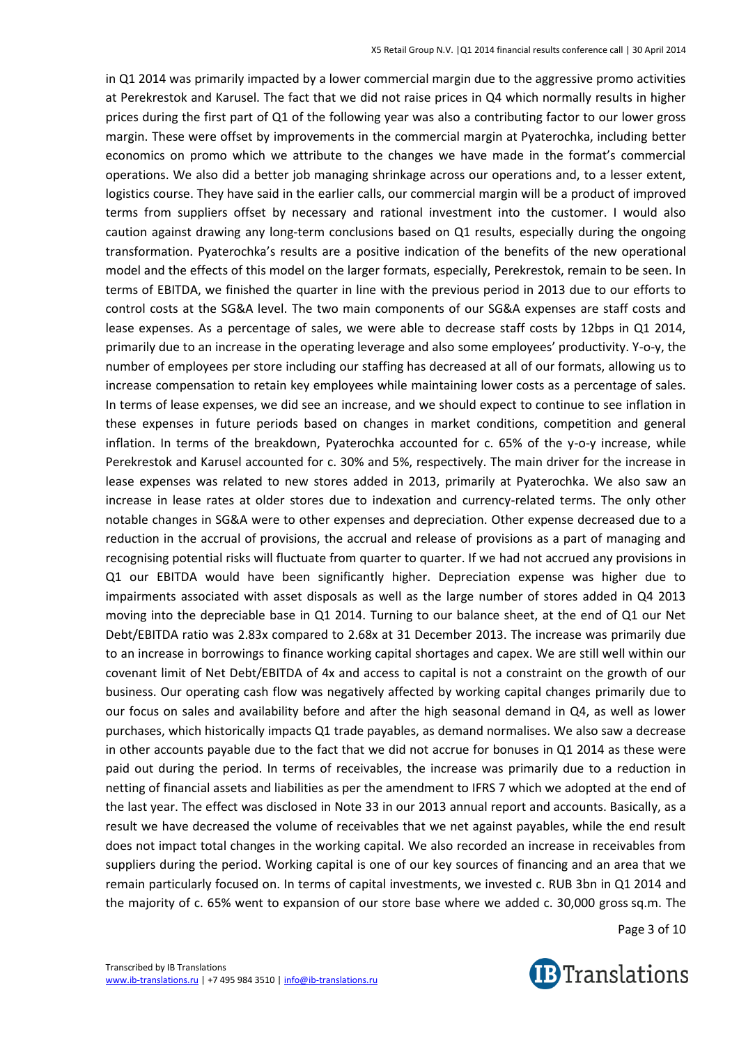in Q1 2014 was primarily impacted by a lower commercial margin due to the aggressive promo activities at Perekrestok and Karusel. The fact that we did not raise prices in Q4 which normally results in higher prices during the first part of Q1 of the following year was also a contributing factor to our lower gross margin. These were offset by improvements in the commercial margin at Pyaterochka, including better economics on promo which we attribute to the changes we have made in the format's commercial operations. We also did a better job managing shrinkage across our operations and, to a lesser extent, logistics course. They have said in the earlier calls, our commercial margin will be a product of improved terms from suppliers offset by necessary and rational investment into the customer. I would also caution against drawing any long-term conclusions based on Q1 results, especially during the ongoing transformation. Pyaterochka's results are a positive indication of the benefits of the new operational model and the effects of this model on the larger formats, especially, Perekrestok, remain to be seen. In terms of EBITDA, we finished the quarter in line with the previous period in 2013 due to our efforts to control costs at the SG&A level. The two main components of our SG&A expenses are staff costs and lease expenses. As a percentage of sales, we were able to decrease staff costs by 12bps in Q1 2014, primarily due to an increase in the operating leverage and also some employees' productivity. Y-o-y, the number of employees per store including our staffing has decreased at all of our formats, allowing us to increase compensation to retain key employees while maintaining lower costs as a percentage of sales. In terms of lease expenses, we did see an increase, and we should expect to continue to see inflation in these expenses in future periods based on changes in market conditions, competition and general inflation. In terms of the breakdown, Pyaterochka accounted for c. 65% of the y-o-y increase, while Perekrestok and Karusel accounted for c. 30% and 5%, respectively. The main driver for the increase in lease expenses was related to new stores added in 2013, primarily at Pyaterochka. We also saw an increase in lease rates at older stores due to indexation and currency-related terms. The only other notable changes in SG&A were to other expenses and depreciation. Other expense decreased due to a reduction in the accrual of provisions, the accrual and release of provisions as a part of managing and recognising potential risks will fluctuate from quarter to quarter. If we had not accrued any provisions in Q1 our EBITDA would have been significantly higher. Depreciation expense was higher due to impairments associated with asset disposals as well as the large number of stores added in Q4 2013 moving into the depreciable base in Q1 2014. Turning to our balance sheet, at the end of Q1 our Net Debt/EBITDA ratio was 2.83x compared to 2.68x at 31 December 2013. The increase was primarily due to an increase in borrowings to finance working capital shortages and capex. We are still well within our covenant limit of Net Debt/EBITDA of 4x and access to capital is not a constraint on the growth of our business. Our operating cash flow was negatively affected by working capital changes primarily due to our focus on sales and availability before and after the high seasonal demand in Q4, as well as lower purchases, which historically impacts Q1 trade payables, as demand normalises. We also saw a decrease in other accounts payable due to the fact that we did not accrue for bonuses in Q1 2014 as these were paid out during the period. In terms of receivables, the increase was primarily due to a reduction in netting of financial assets and liabilities as per the amendment to IFRS 7 which we adopted at the end of the last year. The effect was disclosed in Note 33 in our 2013 annual report and accounts. Basically, as a result we have decreased the volume of receivables that we net against payables, while the end result does not impact total changes in the working capital. We also recorded an increase in receivables from suppliers during the period. Working capital is one of our key sources of financing and an area that we remain particularly focused on. In terms of capital investments, we invested c. RUB 3bn in Q1 2014 and the majority of c. 65% went to expansion of our store base where we added c. 30,000 gross sq.m. The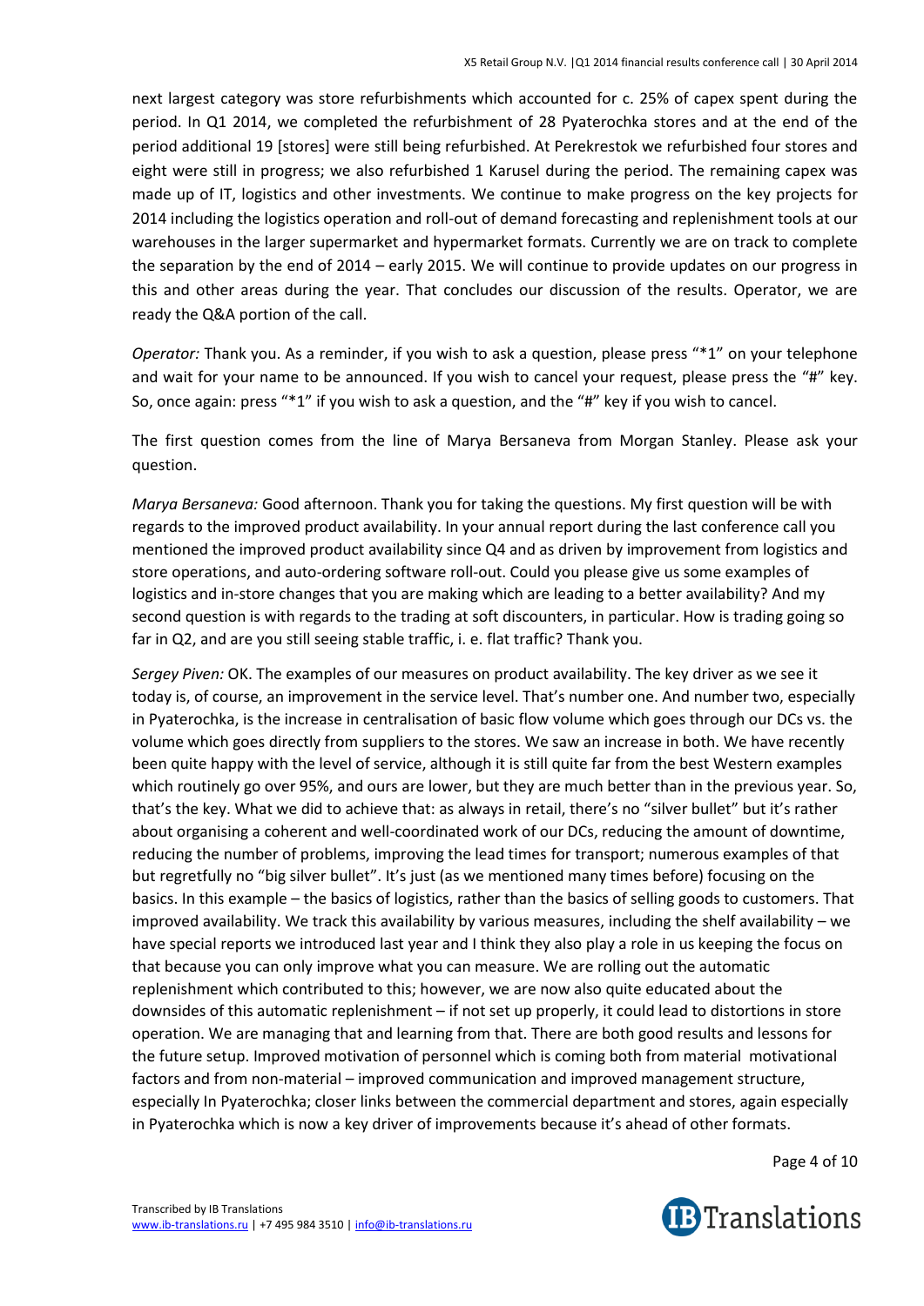next largest category was store refurbishments which accounted for c. 25% of capex spent during the period. In Q1 2014, we completed the refurbishment of 28 Pyaterochka stores and at the end of the period additional 19 [stores] were still being refurbished. At Perekrestok we refurbished four stores and eight were still in progress; we also refurbished 1 Karusel during the period. The remaining capex was made up of IT, logistics and other investments. We continue to make progress on the key projects for 2014 including the logistics operation and roll-out of demand forecasting and replenishment tools at our warehouses in the larger supermarket and hypermarket formats. Currently we are on track to complete the separation by the end of 2014 – early 2015. We will continue to provide updates on our progress in this and other areas during the year. That concludes our discussion of the results. Operator, we are ready the Q&A portion of the call.

*Operator:* Thank you. As a reminder, if you wish to ask a question, please press "*1" on your telephone and wait for your name to be announced. If you wish to cancel your request, please press the "#" key. So, once again: press "*1" if you wish to ask a question, and the "#" key if you wish to cancel.

The first question comes from the line of Marya Bersaneva from Morgan Stanley. Please ask your question.

*Marya Bersaneva:* Good afternoon. Thank you for taking the questions. My first question will be with regards to the improved product availability. In your annual report during the last conference call you mentioned the improved product availability since Q4 and as driven by improvement from logistics and store operations, and auto-ordering software roll-out. Could you please give us some examples of logistics and in-store changes that you are making which are leading to a better availability? And my second question is with regards to the trading at soft discounters, in particular. How is trading going so far in Q2, and are you still seeing stable traffic, i. e. flat traffic? Thank you.

*Sergey Piven:* OK. The examples of our measures on product availability. The key driver as we see it today is, of course, an improvement in the service level. That's number one. And number two, especially in Pyaterochka, is the increase in centralisation of basic flow volume which goes through our DCs vs. the volume which goes directly from suppliers to the stores. We saw an increase in both. We have recently been quite happy with the level of service, although it is still quite far from the best Western examples which routinely go over 95%, and ours are lower, but they are much better than in the previous year. So, that's the key. What we did to achieve that: as always in retail, there's no "silver bullet" but it's rather about organising a coherent and well-coordinated work of our DCs, reducing the amount of downtime, reducing the number of problems, improving the lead times for transport; numerous examples of that but regretfully no "big silver bullet". It's just (as we mentioned many times before) focusing on the basics. In this example – the basics of logistics, rather than the basics of selling goods to customers. That improved availability. We track this availability by various measures, including the shelf availability – we have special reports we introduced last year and I think they also play a role in us keeping the focus on that because you can only improve what you can measure. We are rolling out the automatic replenishment which contributed to this; however, we are now also quite educated about the downsides of this automatic replenishment – if not set up properly, it could lead to distortions in store operation. We are managing that and learning from that. There are both good results and lessons for the future setup. Improved motivation of personnel which is coming both from material motivational factors and from non-material – improved communication and improved management structure, especially In Pyaterochka; closer links between the commercial department and stores, again especially in Pyaterochka which is now a key driver of improvements because it's ahead of other formats.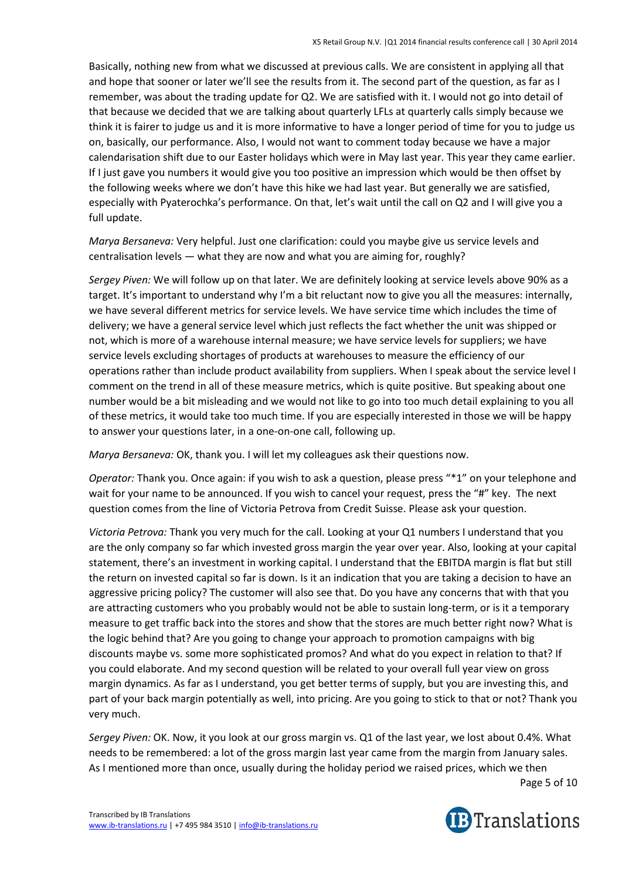Basically, nothing new from what we discussed at previous calls. We are consistent in applying all that and hope that sooner or later we'll see the results from it. The second part of the question, as far as I remember, was about the trading update for Q2. We are satisfied with it. I would not go into detail of that because we decided that we are talking about quarterly LFLs at quarterly calls simply because we think it is fairer to judge us and it is more informative to have a longer period of time for you to judge us on, basically, our performance. Also, I would not want to comment today because we have a major calendarisation shift due to our Easter holidays which were in May last year. This year they came earlier. If I just gave you numbers it would give you too positive an impression which would be then offset by the following weeks where we don't have this hike we had last year. But generally we are satisfied, especially with Pyaterochka's performance. On that, let's wait until the call on Q2 and I will give you a full update.

*Marya Bersaneva:* Very helpful. Just one clarification: could you maybe give us service levels and centralisation levels — what they are now and what you are aiming for, roughly?

*Sergey Piven:* We will follow up on that later. We are definitely looking at service levels above 90% as a target. It's important to understand why I'm a bit reluctant now to give you all the measures: internally, we have several different metrics for service levels. We have service time which includes the time of delivery; we have a general service level which just reflects the fact whether the unit was shipped or not, which is more of a warehouse internal measure; we have service levels for suppliers; we have service levels excluding shortages of products at warehouses to measure the efficiency of our operations rather than include product availability from suppliers. When I speak about the service level I comment on the trend in all of these measure metrics, which is quite positive. But speaking about one number would be a bit misleading and we would not like to go into too much detail explaining to you all of these metrics, it would take too much time. If you are especially interested in those we will be happy to answer your questions later, in a one-on-one call, following up.

*Marya Bersaneva:* OK, thank you. I will let my colleagues ask their questions now.

*Operator:* Thank you. Once again: if you wish to ask a question, please press "*1" on your telephone and wait for your name to be announced. If you wish to cancel your request, press the "#" key. The next question comes from the line of Victoria Petrova from Credit Suisse. Please ask your question.

*Victoria Petrova:* Thank you very much for the call. Looking at your Q1 numbers I understand that you are the only company so far which invested gross margin the year over year. Also, looking at your capital statement, there's an investment in working capital. I understand that the EBITDA margin is flat but still the return on invested capital so far is down. Is it an indication that you are taking a decision to have an aggressive pricing policy? The customer will also see that. Do you have any concerns that with that you are attracting customers who you probably would not be able to sustain long-term, or is it a temporary measure to get traffic back into the stores and show that the stores are much better right now? What is the logic behind that? Are you going to change your approach to promotion campaigns with big discounts maybe vs. some more sophisticated promos? And what do you expect in relation to that? If you could elaborate. And my second question will be related to your overall full year view on gross margin dynamics. As far as I understand, you get better terms of supply, but you are investing this, and part of your back margin potentially as well, into pricing. Are you going to stick to that or not? Thank you very much.

*Sergey Piven:* OK. Now, it you look at our gross margin vs. Q1 of the last year, we lost about 0.4%. What needs to be remembered: a lot of the gross margin last year came from the margin from January sales. As I mentioned more than once, usually during the holiday period we raised prices, which we then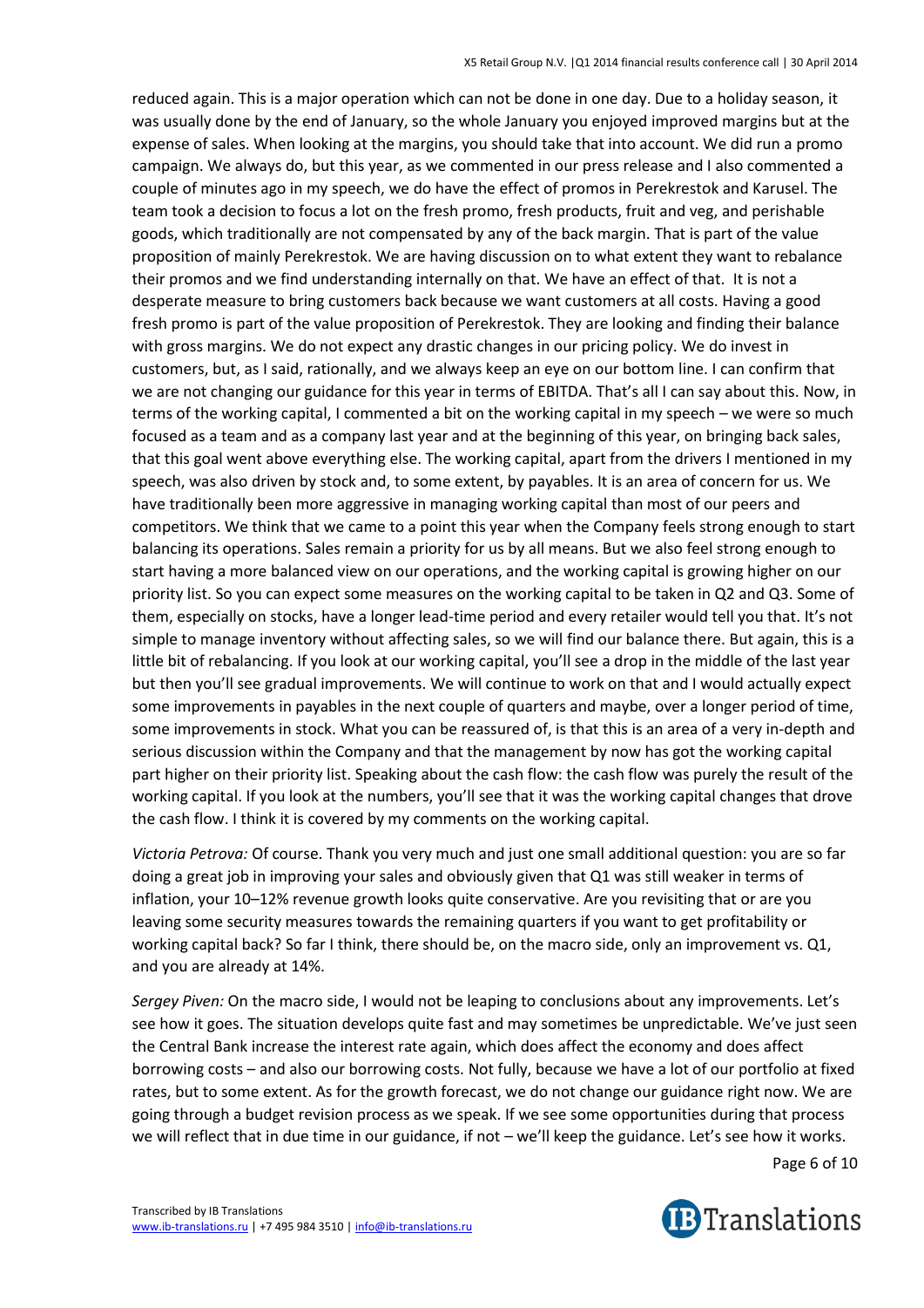reduced again. This is a major operation which can not be done in one day. Due to a holiday season, it was usually done by the end of January, so the whole January you enjoyed improved margins but at the expense of sales. When looking at the margins, you should take that into account. We did run a promo campaign. We always do, but this year, as we commented in our press release and I also commented a couple of minutes ago in my speech, we do have the effect of promos in Perekrestok and Karusel. The team took a decision to focus a lot on the fresh promo, fresh products, fruit and veg, and perishable goods, which traditionally are not compensated by any of the back margin. That is part of the value proposition of mainly Perekrestok. We are having discussion on to what extent they want to rebalance their promos and we find understanding internally on that. We have an effect of that. It is not a desperate measure to bring customers back because we want customers at all costs. Having a good fresh promo is part of the value proposition of Perekrestok. They are looking and finding their balance with gross margins. We do not expect any drastic changes in our pricing policy. We do invest in customers, but, as I said, rationally, and we always keep an eye on our bottom line. I can confirm that we are not changing our guidance for this year in terms of EBITDA. That's all I can say about this. Now, in terms of the working capital, I commented a bit on the working capital in my speech – we were so much focused as a team and as a company last year and at the beginning of this year, on bringing back sales, that this goal went above everything else. The working capital, apart from the drivers I mentioned in my speech, was also driven by stock and, to some extent, by payables. It is an area of concern for us. We have traditionally been more aggressive in managing working capital than most of our peers and competitors. We think that we came to a point this year when the Company feels strong enough to start balancing its operations. Sales remain a priority for us by all means. But we also feel strong enough to start having a more balanced view on our operations, and the working capital is growing higher on our priority list. So you can expect some measures on the working capital to be taken in Q2 and Q3. Some of them, especially on stocks, have a longer lead-time period and every retailer would tell you that. It's not simple to manage inventory without affecting sales, so we will find our balance there. But again, this is a little bit of rebalancing. If you look at our working capital, you'll see a drop in the middle of the last year but then you'll see gradual improvements. We will continue to work on that and I would actually expect some improvements in payables in the next couple of quarters and maybe, over a longer period of time, some improvements in stock. What you can be reassured of, is that this is an area of a very in-depth and serious discussion within the Company and that the management by now has got the working capital part higher on their priority list. Speaking about the cash flow: the cash flow was purely the result of the working capital. If you look at the numbers, you'll see that it was the working capital changes that drove the cash flow. I think it is covered by my comments on the working capital.

*Victoria Petrova:* Of course. Thank you very much and just one small additional question: you are so far doing a great job in improving your sales and obviously given that Q1 was still weaker in terms of inflation, your 10–12% revenue growth looks quite conservative. Are you revisiting that or are you leaving some security measures towards the remaining quarters if you want to get profitability or working capital back? So far I think, there should be, on the macro side, only an improvement vs. Q1, and you are already at 14%.

*Sergey Piven:* On the macro side, I would not be leaping to conclusions about any improvements. Let's see how it goes. The situation develops quite fast and may sometimes be unpredictable. We've just seen the Central Bank increase the interest rate again, which does affect the economy and does affect borrowing costs – and also our borrowing costs. Not fully, because we have a lot of our portfolio at fixed rates, but to some extent. As for the growth forecast, we do not change our guidance right now. We are going through a budget revision process as we speak. If we see some opportunities during that process we will reflect that in due time in our guidance, if not – we'll keep the guidance. Let's see how it works.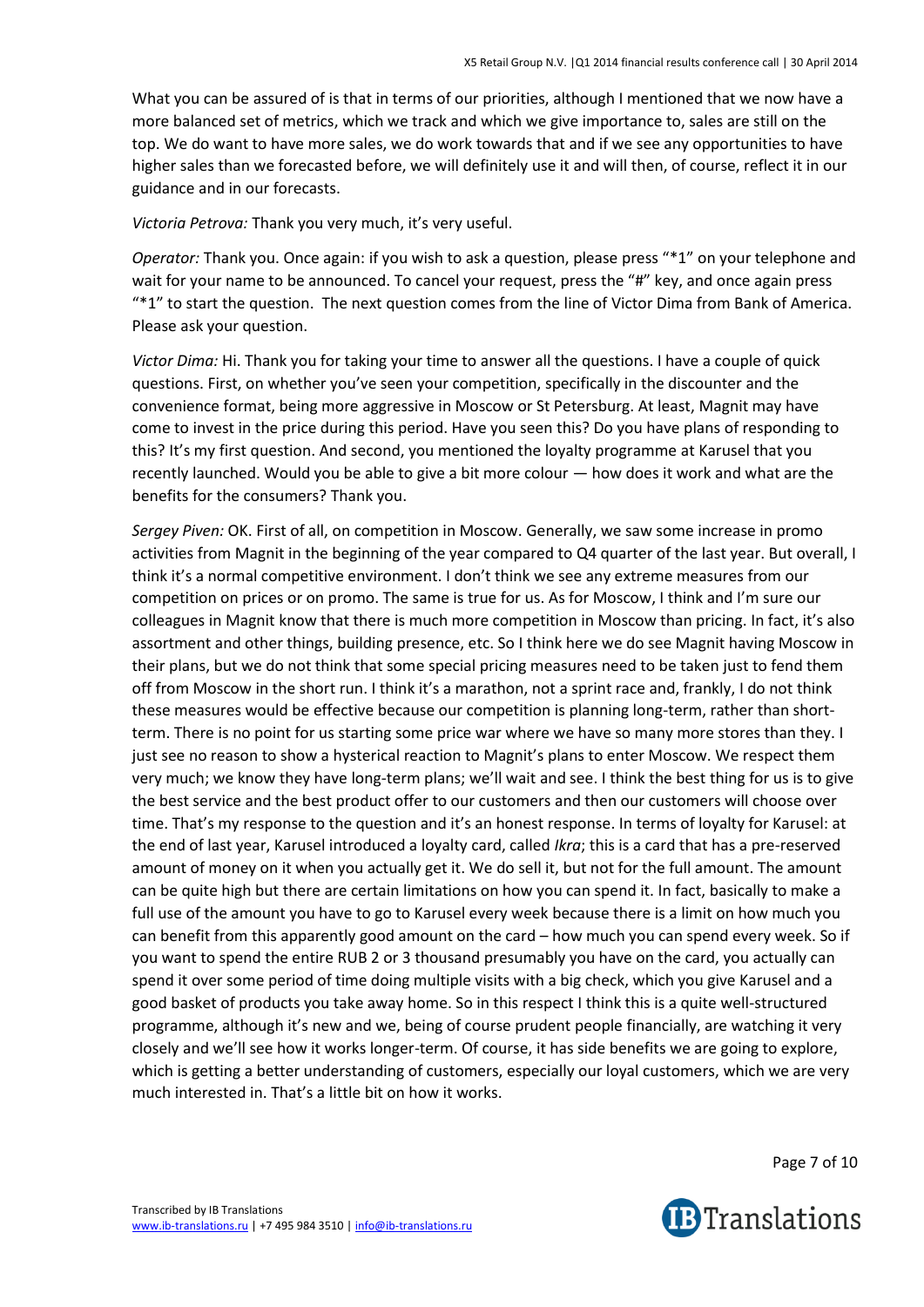What you can be assured of is that in terms of our priorities, although I mentioned that we now have a more balanced set of metrics, which we track and which we give importance to, sales are still on the top. We do want to have more sales, we do work towards that and if we see any opportunities to have higher sales than we forecasted before, we will definitely use it and will then, of course, reflect it in our guidance and in our forecasts.

*Victoria Petrova:* Thank you very much, it's very useful.

*Operator:* Thank you. Once again: if you wish to ask a question, please press "*1" on your telephone and wait for your name to be announced. To cancel your request, press the "#" key, and once again press "*1" to start the question. The next question comes from the line of Victor Dima from Bank of America. Please ask your question.

*Victor Dima:* Hi. Thank you for taking your time to answer all the questions. I have a couple of quick questions. First, on whether you've seen your competition, specifically in the discounter and the convenience format, being more aggressive in Moscow or St Petersburg. At least, Magnit may have come to invest in the price during this period. Have you seen this? Do you have plans of responding to this? It's my first question. And second, you mentioned the loyalty programme at Karusel that you recently launched. Would you be able to give a bit more colour — how does it work and what are the benefits for the consumers? Thank you.

*Sergey Piven:* OK. First of all, on competition in Moscow. Generally, we saw some increase in promo activities from Magnit in the beginning of the year compared to Q4 quarter of the last year. But overall, I think it's a normal competitive environment. I don't think we see any extreme measures from our competition on prices or on promo. The same is true for us. As for Moscow, I think and I'm sure our colleagues in Magnit know that there is much more competition in Moscow than pricing. In fact, it's also assortment and other things, building presence, etc. So I think here we do see Magnit having Moscow in their plans, but we do not think that some special pricing measures need to be taken just to fend them off from Moscow in the short run. I think it's a marathon, not a sprint race and, frankly, I do not think these measures would be effective because our competition is planning long-term, rather than short-term. There is no point for us starting some price war where we have so many more stores than they. I just see no reason to show a hysterical reaction to Magnit's plans to enter Moscow. We respect them very much; we know they have long-term plans; we'll wait and see. I think the best thing for us is to give the best service and the best product offer to our customers and then our customers will choose over time. That's my response to the question and it's an honest response. In terms of loyalty for Karusel: at the end of last year, Karusel introduced a loyalty card, called *Ikra*; this is a card that has a pre-reserved amount of money on it when you actually get it. We do sell it, but not for the full amount. The amount can be quite high but there are certain limitations on how you can spend it. In fact, basically to make a full use of the amount you have to go to Karusel every week because there is a limit on how much you can benefit from this apparently good amount on the card – how much you can spend every week. So if you want to spend the entire RUB 2 or 3 thousand presumably you have on the card, you actually can spend it over some period of time doing multiple visits with a big check, which you give Karusel and a good basket of products you take away home. So in this respect I think this is a quite well-structured programme, although it's new and we, being of course prudent people financially, are watching it very closely and we'll see how it works longer-term. Of course, it has side benefits we are going to explore, which is getting a better understanding of customers, especially our loyal customers, which we are very much interested in. That's a little bit on how it works.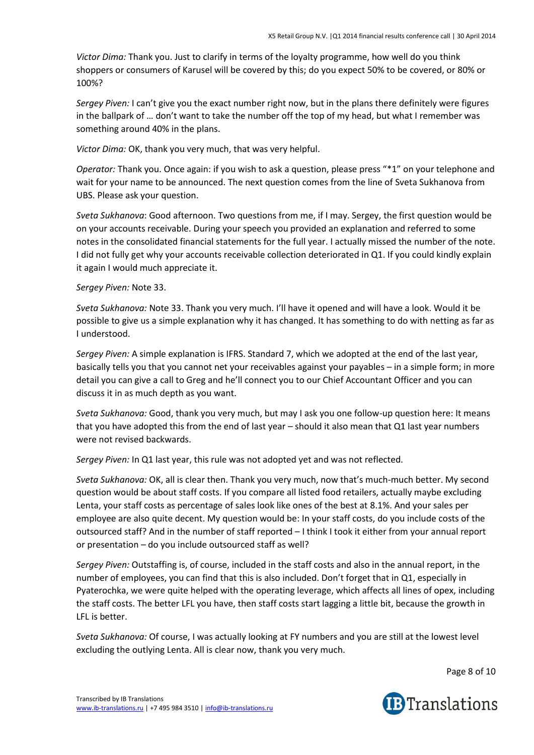*Victor Dima:* Thank you. Just to clarify in terms of the loyalty programme, how well do you think shoppers or consumers of Karusel will be covered by this; do you expect 50% to be covered, or 80% or 100%?

*Sergey Piven:* I can't give you the exact number right now, but in the plans there definitely were figures in the ballpark of … don't want to take the number off the top of my head, but what I remember was something around 40% in the plans.

*Victor Dima:* OK, thank you very much, that was very helpful.

*Operator:* Thank you. Once again: if you wish to ask a question, please press "*1" on your telephone and wait for your name to be announced. The next question comes from the line of Sveta Sukhanova from UBS. Please ask your question.

*Sveta Sukhanova*: Good afternoon. Two questions from me, if I may. Sergey, the first question would be on your accounts receivable. During your speech you provided an explanation and referred to some notes in the consolidated financial statements for the full year. I actually missed the number of the note. I did not fully get why your accounts receivable collection deteriorated in Q1. If you could kindly explain it again I would much appreciate it.

*Sergey Piven:* Note 33.

*Sveta Sukhanova:* Note 33. Thank you very much. I'll have it opened and will have a look. Would it be possible to give us a simple explanation why it has changed. It has something to do with netting as far as I understood.

*Sergey Piven:* A simple explanation is IFRS. Standard 7, which we adopted at the end of the last year, basically tells you that you cannot net your receivables against your payables – in a simple form; in more detail you can give a call to Greg and he'll connect you to our Chief Accountant Officer and you can discuss it in as much depth as you want.

*Sveta Sukhanova:* Good, thank you very much, but may I ask you one follow-up question here: It means that you have adopted this from the end of last year – should it also mean that Q1 last year numbers were not revised backwards.

*Sergey Piven:* In Q1 last year, this rule was not adopted yet and was not reflected.

*Sveta Sukhanova:* OK, all is clear then. Thank you very much, now that's much-much better. My second question would be about staff costs. If you compare all listed food retailers, actually maybe excluding Lenta, your staff costs as percentage of sales look like ones of the best at 8.1%. And your sales per employee are also quite decent. My question would be: In your staff costs, do you include costs of the outsourced staff? And in the number of staff reported – I think I took it either from your annual report or presentation – do you include outsourced staff as well?

*Sergey Piven:* Outstaffing is, of course, included in the staff costs and also in the annual report, in the number of employees, you can find that this is also included. Don't forget that in Q1, especially in Pyaterochka, we were quite helped with the operating leverage, which affects all lines of opex, including the staff costs. The better LFL you have, then staff costs start lagging a little bit, because the growth in LFL is better.

*Sveta Sukhanova:* Of course, I was actually looking at FY numbers and you are still at the lowest level excluding the outlying Lenta. All is clear now, thank you very much.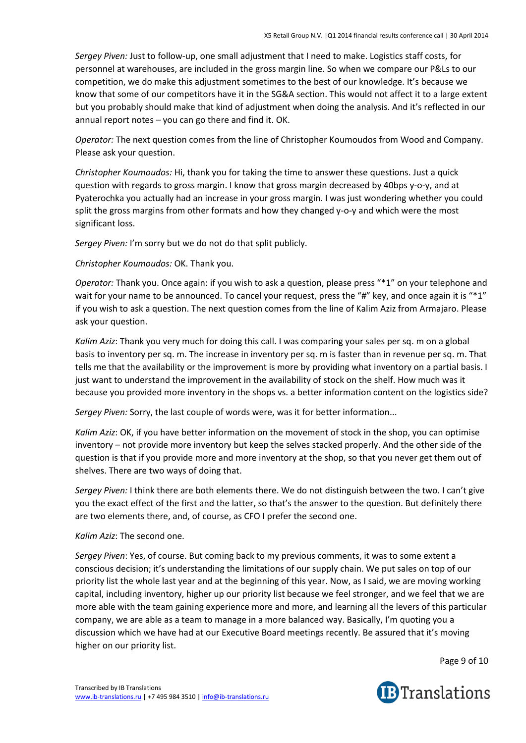*Sergey Piven:* Just to follow-up, one small adjustment that I need to make. Logistics staff costs, for personnel at warehouses, are included in the gross margin line. So when we compare our P&Ls to our competition, we do make this adjustment sometimes to the best of our knowledge. It's because we know that some of our competitors have it in the SG&A section. This would not affect it to a large extent but you probably should make that kind of adjustment when doing the analysis. And it's reflected in our annual report notes – you can go there and find it. OK.

*Operator:* The next question comes from the line of Christopher Koumoudos from Wood and Company. Please ask your question.

*Christopher Koumoudos:* Hi, thank you for taking the time to answer these questions. Just a quick question with regards to gross margin. I know that gross margin decreased by 40bps y-o-y, and at Pyaterochka you actually had an increase in your gross margin. I was just wondering whether you could split the gross margins from other formats and how they changed y-o-y and which were the most significant loss.

*Sergey Piven:* I'm sorry but we do not do that split publicly.

*Christopher Koumoudos:* OK. Thank you.

*Operator:* Thank you. Once again: if you wish to ask a question, please press "*1" on your telephone and wait for your name to be announced. To cancel your request, press the "#" key, and once again it is "*1" if you wish to ask a question. The next question comes from the line of Kalim Aziz from Armajaro. Please ask your question.

*Kalim Aziz*: Thank you very much for doing this call. I was comparing your sales per sq. m on a global basis to inventory per sq. m. The increase in inventory per sq. m is faster than in revenue per sq. m. That tells me that the availability or the improvement is more by providing what inventory on a partial basis. I just want to understand the improvement in the availability of stock on the shelf. How much was it because you provided more inventory in the shops vs. a better information content on the logistics side?

*Sergey Piven:* Sorry, the last couple of words were, was it for better information...

*Kalim Aziz*: OK, if you have better information on the movement of stock in the shop, you can optimise inventory – not provide more inventory but keep the selves stacked properly. And the other side of the question is that if you provide more and more inventory at the shop, so that you never get them out of shelves. There are two ways of doing that.

*Sergey Piven:* I think there are both elements there. We do not distinguish between the two. I can't give you the exact effect of the first and the latter, so that's the answer to the question. But definitely there are two elements there, and, of course, as CFO I prefer the second one.

*Kalim Aziz*: The second one.

*Sergey Piven*: Yes, of course. But coming back to my previous comments, it was to some extent a conscious decision; it's understanding the limitations of our supply chain. We put sales on top of our priority list the whole last year and at the beginning of this year. Now, as I said, we are moving working capital, including inventory, higher up our priority list because we feel stronger, and we feel that we are more able with the team gaining experience more and more, and learning all the levers of this particular company, we are able as a team to manage in a more balanced way. Basically, I'm quoting you a discussion which we have had at our Executive Board meetings recently. Be assured that it's moving higher on our priority list.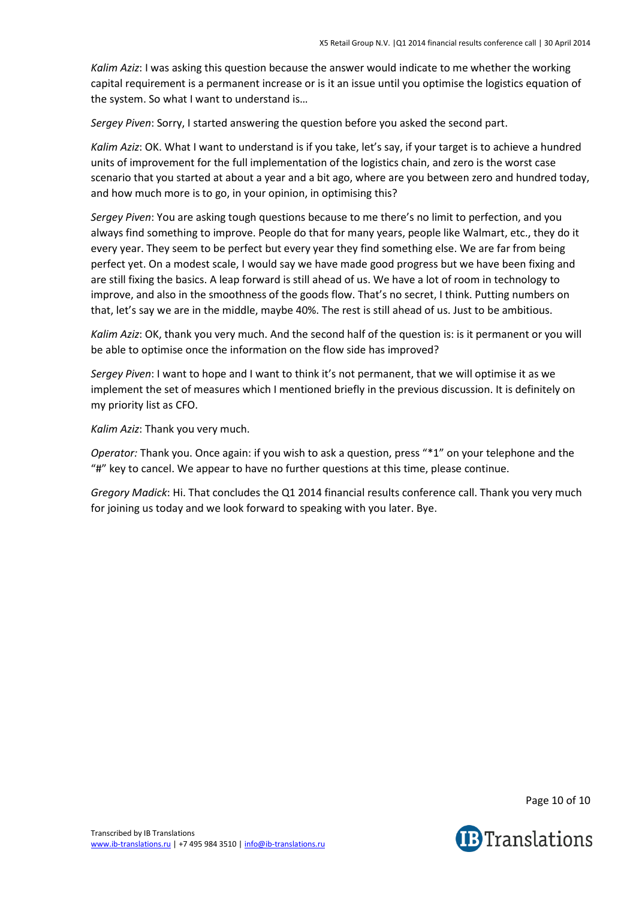*Kalim Aziz*: I was asking this question because the answer would indicate to me whether the working capital requirement is a permanent increase or is it an issue until you optimise the logistics equation of the system. So what I want to understand is…

*Sergey Piven*: Sorry, I started answering the question before you asked the second part.

*Kalim Aziz*: OK. What I want to understand is if you take, let's say, if your target is to achieve a hundred units of improvement for the full implementation of the logistics chain, and zero is the worst case scenario that you started at about a year and a bit ago, where are you between zero and hundred today, and how much more is to go, in your opinion, in optimising this?

*Sergey Piven*: You are asking tough questions because to me there's no limit to perfection, and you always find something to improve. People do that for many years, people like Walmart, etc., they do it every year. They seem to be perfect but every year they find something else. We are far from being perfect yet. On a modest scale, I would say we have made good progress but we have been fixing and are still fixing the basics. A leap forward is still ahead of us. We have a lot of room in technology to improve, and also in the smoothness of the goods flow. That's no secret, I think. Putting numbers on that, let's say we are in the middle, maybe 40%. The rest is still ahead of us. Just to be ambitious.

*Kalim Aziz*: OK, thank you very much. And the second half of the question is: is it permanent or you will be able to optimise once the information on the flow side has improved?

*Sergey Piven*: I want to hope and I want to think it's not permanent, that we will optimise it as we implement the set of measures which I mentioned briefly in the previous discussion. It is definitely on my priority list as CFO.

*Kalim Aziz*: Thank you very much.

*Operator:* Thank you. Once again: if you wish to ask a question, press "*1" on your telephone and the "#" key to cancel. We appear to have no further questions at this time, please continue.

*Gregory Madick*: Hi. That concludes the Q1 2014 financial results conference call. Thank you very much for joining us today and we look forward to speaking with you later. Bye.